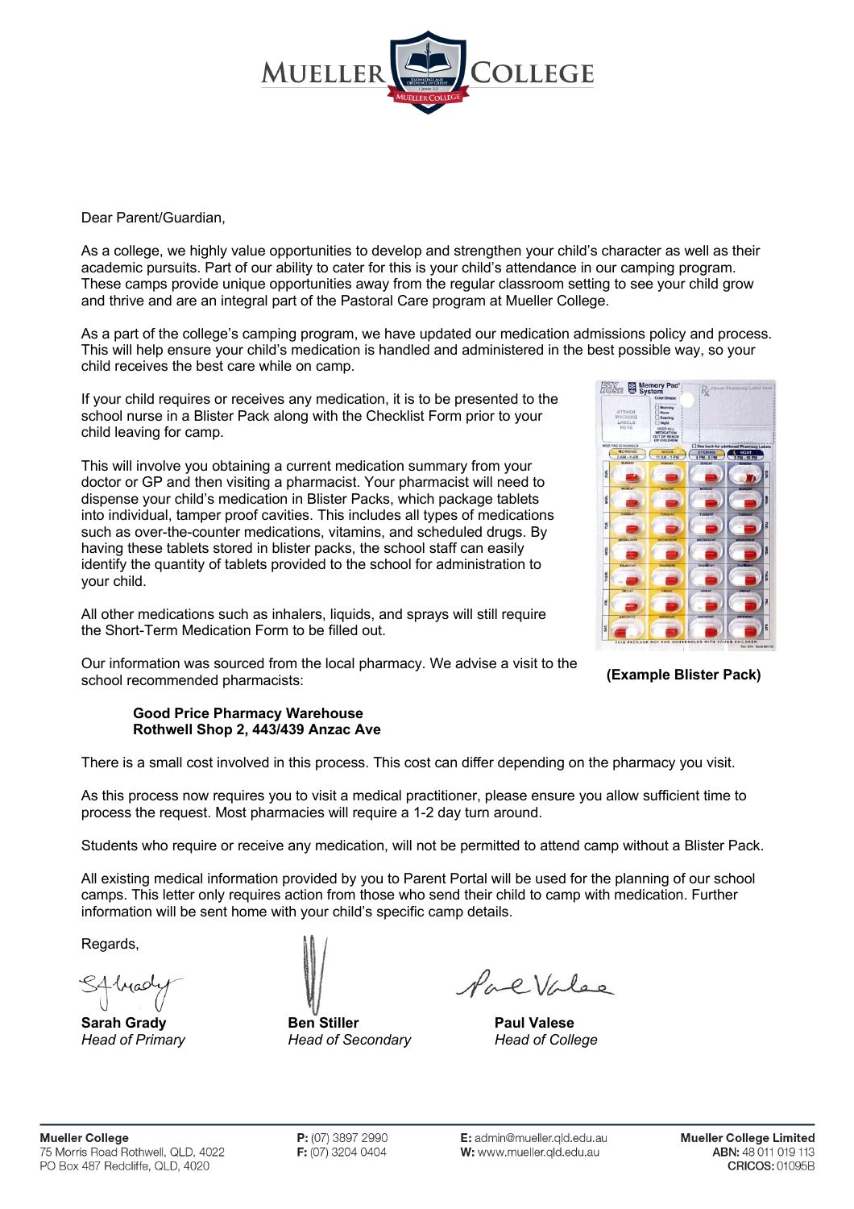Dear Parent/Guardian,

As a college, we highly value opportunities to develop and strengthen your child's character as well as their academic pursuits. Part of our ability to cater for this is your child's attendance in our camping program. These camps provide unique opportunities away from the regular classroom setting to see your child grow and thrive and are an integral part of the Pastoral Care program at Mueller College.

As a part of the college's camping program, we have updated our medication admissions policy and process. This will help ensure your child's medication is handled and administered in the best possible way, so your child receives the best care while on camp.

If your child requires or receives any medication, it is to be presented to the school nurse in a Blister Pack along with the Checklist Form prior to your child leaving for camp.

This will involve you obtaining a current medication summary from your doctor or GP and then visiting a pharmacist. Your pharmacist will need to dispense your child's medication in Blister Packs, which package tablets into individual, tamper proof cavities. This includes all types of medications such as over-the-counter medications, vitamins, and scheduled drugs. By having these tablets stored in blister packs, the school staff can easily identify the quantity of tablets provided to the school for administration to your child.

All other medications such as inhalers, liquids, and sprays will still require the Short-Term Medication Form to be filled out.

**(Example Blister Pack)**

Our information was sourced from the local pharmacy. We advise a visit to the school recommended pharmacists:

> **Good Price Pharmacy Warehouse**
> **Rothwell Shop 2, 443/439 Anzac Ave**

There is a small cost involved in this process. This cost can differ depending on the pharmacy you visit.

As this process now requires you to visit a medical practitioner, please ensure you allow sufficient time to process the request. Most pharmacies will require a 1-2 day turn around.

Students who require or receive any medication, will not be permitted to attend camp without a Blister Pack.

All existing medical information provided by you to Parent Portal will be used for the planning of our school camps. This letter only requires action from those who send their child to camp with medication. Further information will be sent home with your child's specific camp details.

Regards,

**Sarah Grady**
*Head of Primary*

**Ben Stiller**
*Head of Secondary*

**Paul Valese**
*Head of College*

**Mueller College**
75 Morris Road Rothwell, QLD, 4022
PO Box 487 Redcliffe, QLD, 4020

**P:** (07) 3897 2990
**F:** (07) 3204 0404

**E:** admin@mueller.qld.edu.au
**W:** www.mueller.qld.edu.au

**Mueller College Limited**
**ABN:** 48 011 019 113
**CRICOS:** 01095B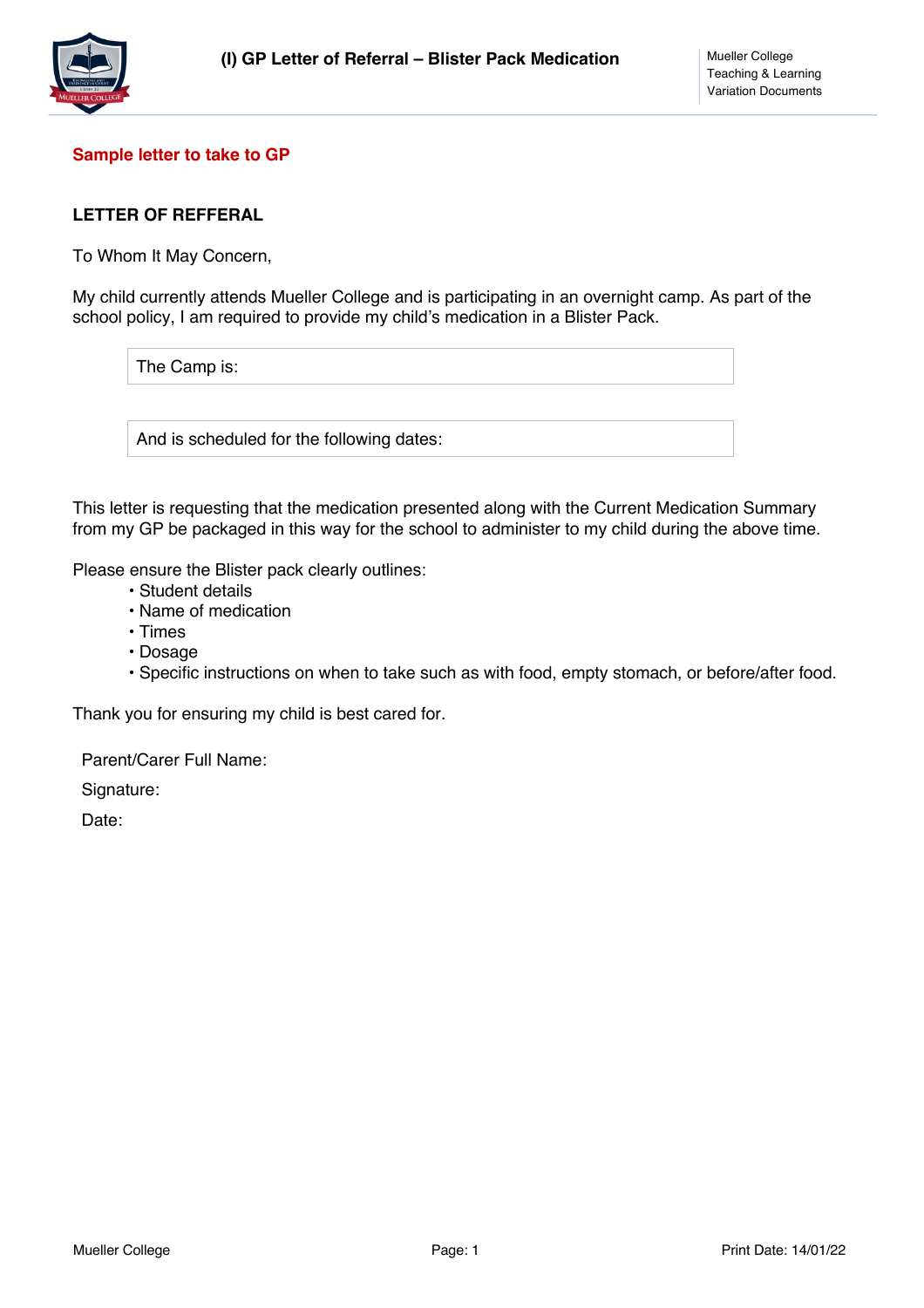# (I) GP Letter of Referral – Blister Pack Medication

**Sample letter to take to GP**

**LETTER OF REFFERAL**

To Whom It May Concern,

My child currently attends Mueller College and is participating in an overnight camp. As part of the school policy, I am required to provide my child's medication in a Blister Pack.

| The Camp is: |
|---|

| And is scheduled for the following dates: |
|---|

This letter is requesting that the medication presented along with the Current Medication Summary from my GP be packaged in this way for the school to administer to my child during the above time.

Please ensure the Blister pack clearly outlines:

- Student details
- Name of medication
- Times
- Dosage
- Specific instructions on when to take such as with food, empty stomach, or before/after food.

Thank you for ensuring my child is best cared for.

Parent/Carer Full Name:

Signature:

Date: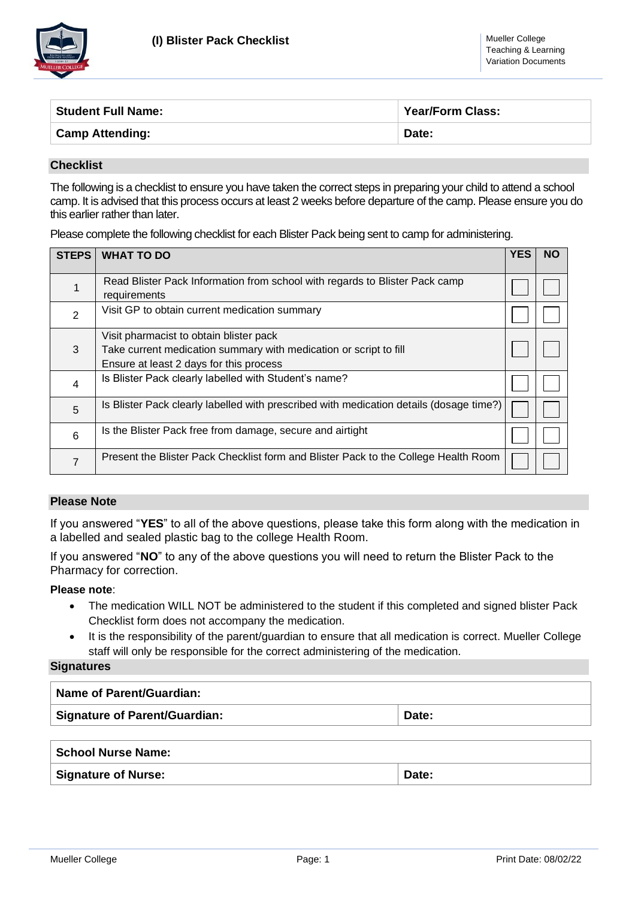# (I) Blister Pack Checklist

| Student Full Name: | Year/Form Class: |
|---|---|
| Camp Attending: | Date: |

## Checklist

The following is a checklist to ensure you have taken the correct steps in preparing your child to attend a school camp. It is advised that this process occurs at least 2 weeks before departure of the camp. Please ensure you do this earlier rather than later.

Please complete the following checklist for each Blister Pack being sent to camp for administering.

| STEPS | WHAT TO DO | YES | NO |
|---|---|---|---|
| 1 | Read Blister Pack Information from school with regards to Blister Pack camp requirements | ☐ | ☐ |
| 2 | Visit GP to obtain current medication summary | ☐ | ☐ |
| 3 | Visit pharmacist to obtain blister pack<br>Take current medication summary with medication or script to fill<br>Ensure at least 2 days for this process | ☐ | ☐ |
| 4 | Is Blister Pack clearly labelled with Student's name? | ☐ | ☐ |
| 5 | Is Blister Pack clearly labelled with prescribed with medication details (dosage time?) | ☐ | ☐ |
| 6 | Is the Blister Pack free from damage, secure and airtight | ☐ | ☐ |
| 7 | Present the Blister Pack Checklist form and Blister Pack to the College Health Room | ☐ | ☐ |

## Please Note

If you answered "**YES**" to all of the above questions, please take this form along with the medication in a labelled and sealed plastic bag to the college Health Room.

If you answered "**NO**" to any of the above questions you will need to return the Blister Pack to the Pharmacy for correction.

**Please note**:

- The medication WILL NOT be administered to the student if this completed and signed blister Pack Checklist form does not accompany the medication.
- It is the responsibility of the parent/guardian to ensure that all medication is correct. Mueller College staff will only be responsible for the correct administering of the medication.

## Signatures

| Name of Parent/Guardian: | |
|---|---|
| Signature of Parent/Guardian: | Date: |

| School Nurse Name: | |
|---|---|
| Signature of Nurse: | Date: |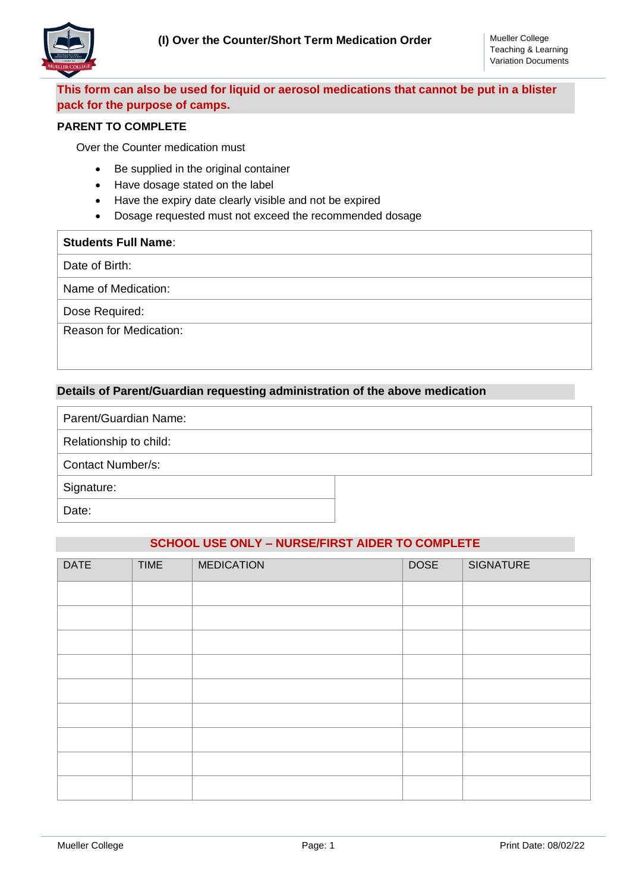# (I) Over the Counter/Short Term Medication Order

**This form can also be used for liquid or aerosol medications that cannot be put in a blister pack for the purpose of camps.**

**PARENT TO COMPLETE**

Over the Counter medication must

- Be supplied in the original container
- Have dosage stated on the label
- Have the expiry date clearly visible and not be expired
- Dosage requested must not exceed the recommended dosage

| |
|---|
| **Students Full Name**: |
| Date of Birth: |
| Name of Medication: |
| Dose Required: |
| Reason for Medication: |

**Details of Parent/Guardian requesting administration of the above medication**

| |
|---|
| Parent/Guardian Name: |
| Relationship to child: |
| Contact Number/s: |
| Signature: |
| Date: |

**SCHOOL USE ONLY – NURSE/FIRST AIDER TO COMPLETE**

| DATE | TIME | MEDICATION | DOSE | SIGNATURE |
|---|---|---|---|---|
| | | | | |
| | | | | |
| | | | | |
| | | | | |
| | | | | |
| | | | | |
| | | | | |
| | | | | |
| | | | | |